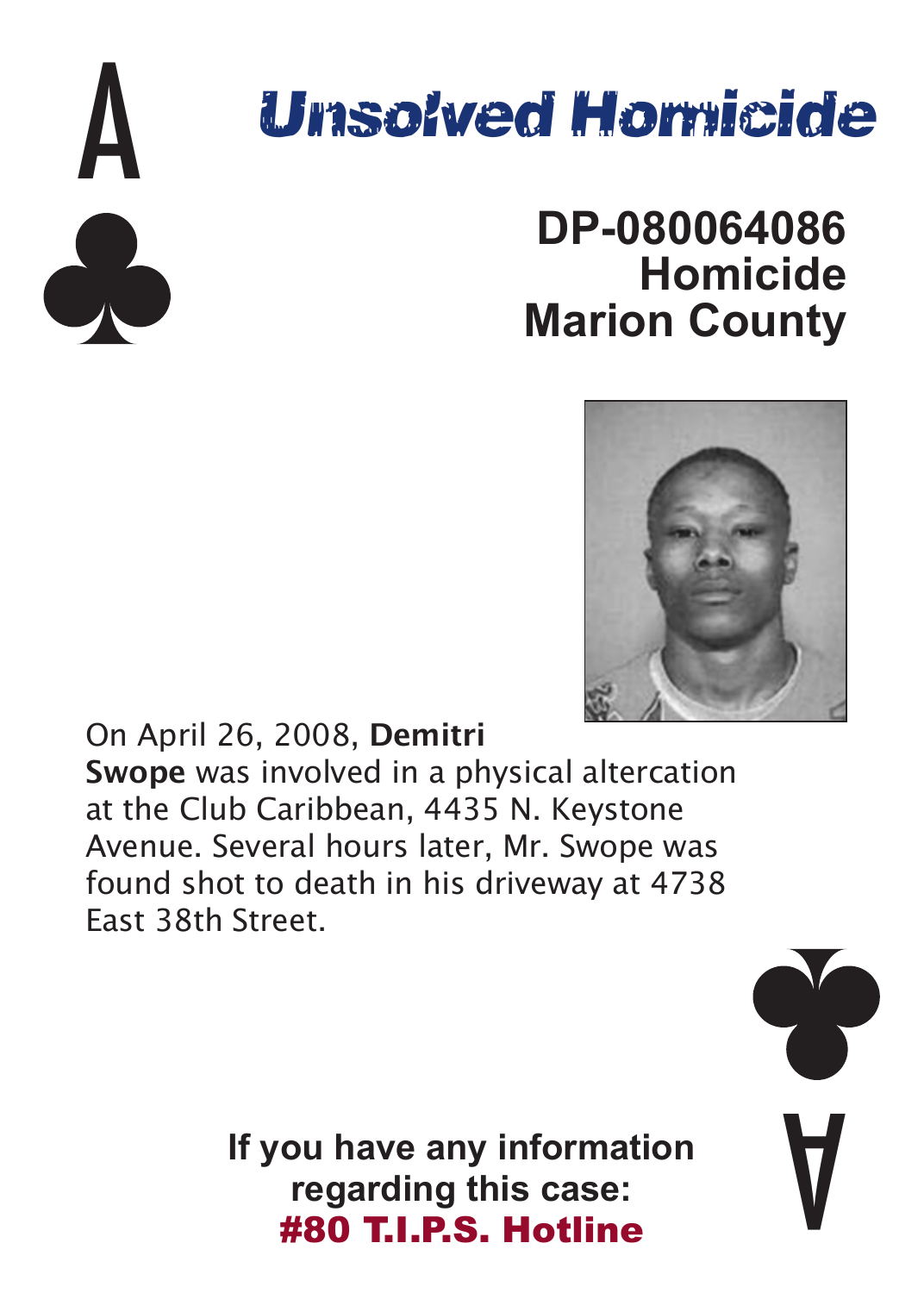A ♣

# Unsolved Homicide

**DP-080064086**
**Homicide**
**Marion County**

On April 26, 2008, **Demitri Swope** was involved in a physical altercation at the Club Caribbean, 4435 N. Keystone Avenue. Several hours later, Mr. Swope was found shot to death in his driveway at 4738 East 38th Street.

**If you have any information regarding this case:**
**#80 T.I.P.S. Hotline**

A ♣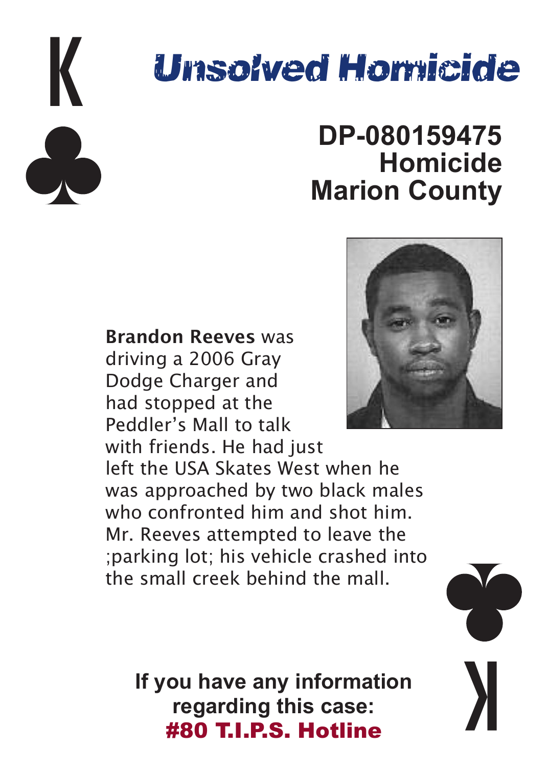K ♣

# Unsolved Homicide

## DP-080159475
## Homicide
## Marion County

**Brandon Reeves** was driving a 2006 Gray Dodge Charger and had stopped at the Peddler's Mall to talk with friends. He had just left the USA Skates West when he was approached by two black males who confronted him and shot him. Mr. Reeves attempted to leave the ;parking lot; his vehicle crashed into the small creek behind the mall.

**If you have any information regarding this case:**
**#80 T.I.P.S. Hotline**

K ♣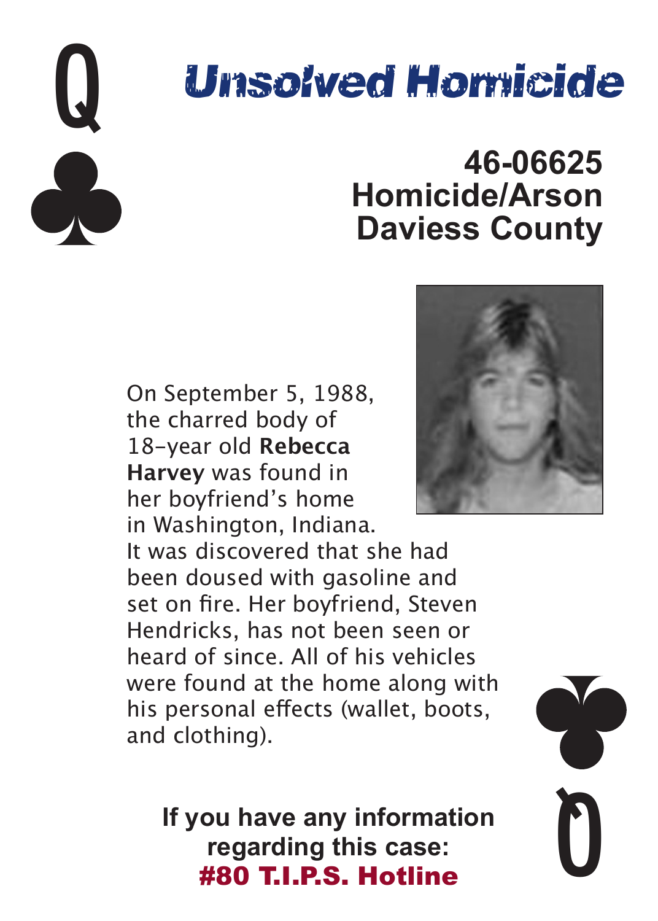Q ♣

# Unsolved Homicide

## 46-06625
## Homicide/Arson
## Daviess County

On September 5, 1988, the charred body of 18-year old **Rebecca Harvey** was found in her boyfriend's home in Washington, Indiana. It was discovered that she had been doused with gasoline and set on fire. Her boyfriend, Steven Hendricks, has not been seen or heard of since. All of his vehicles were found at the home along with his personal effects (wallet, boots, and clothing).

**If you have any information regarding this case:**
**#80 T.I.P.S. Hotline**

Q ♣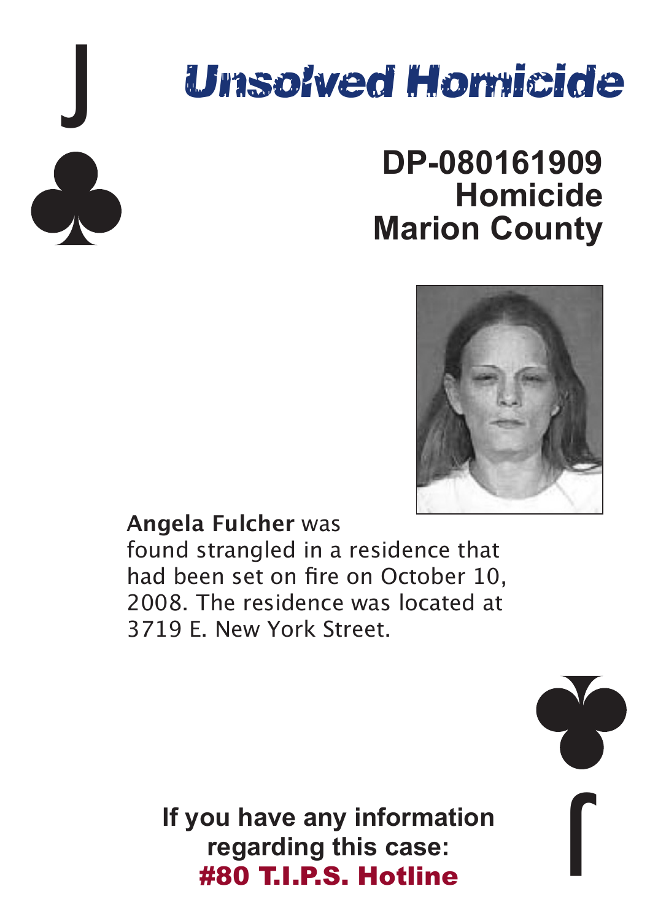J ♣

# Unsolved Homicide

## DP-080161909
## Homicide
## Marion County

**Angela Fulcher** was found strangled in a residence that had been set on fire on October 10, 2008. The residence was located at 3719 E. New York Street.

**If you have any information regarding this case:**
**#80 T.I.P.S. Hotline**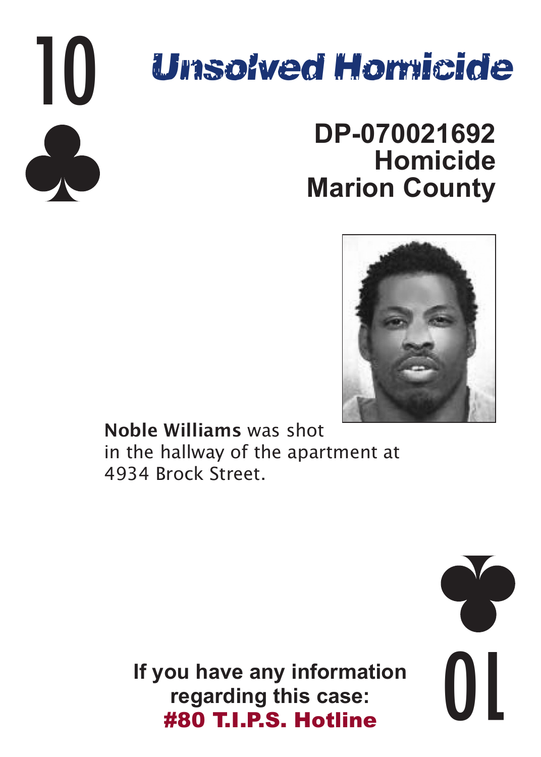10 ♣

# Unsolved Homicide

**DP-070021692**
**Homicide**
**Marion County**

**Noble Williams** was shot in the hallway of the apartment at 4934 Brock Street.

**If you have any information regarding this case:**
**#80 T.I.P.S. Hotline**

10 ♣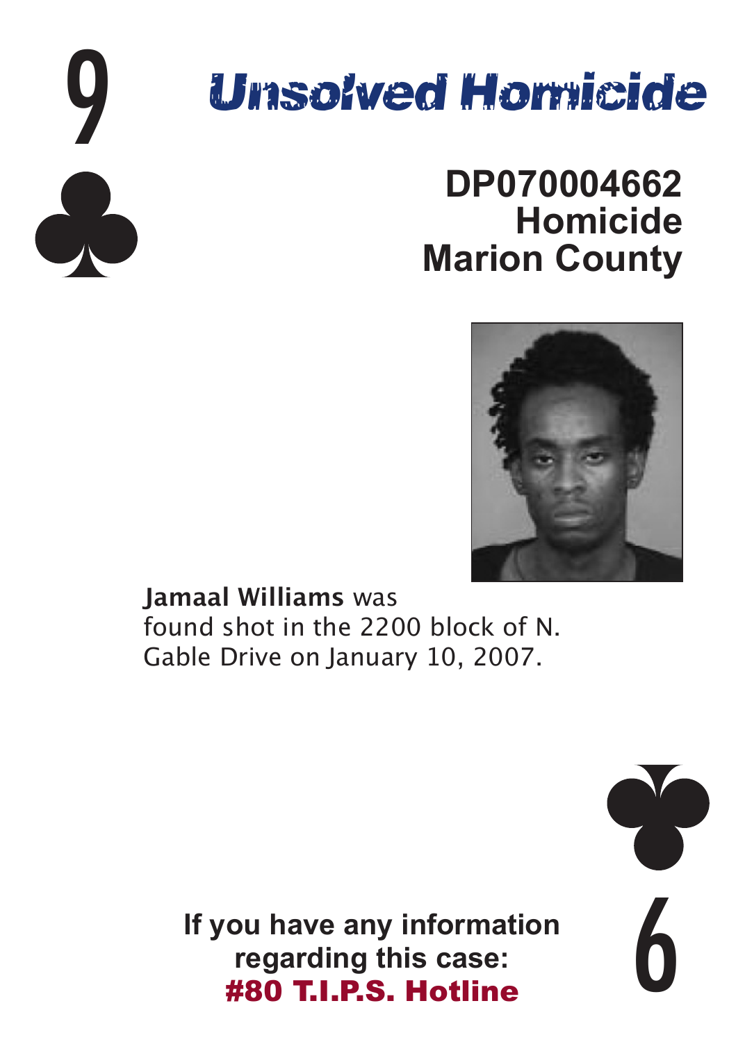9 ♣

# Unsolved Homicide

**DP070004662**
**Homicide**
**Marion County**

**Jamaal Williams** was found shot in the 2200 block of N. Gable Drive on January 10, 2007.

**If you have any information regarding this case:**
**#80 T.I.P.S. Hotline**

♣ 9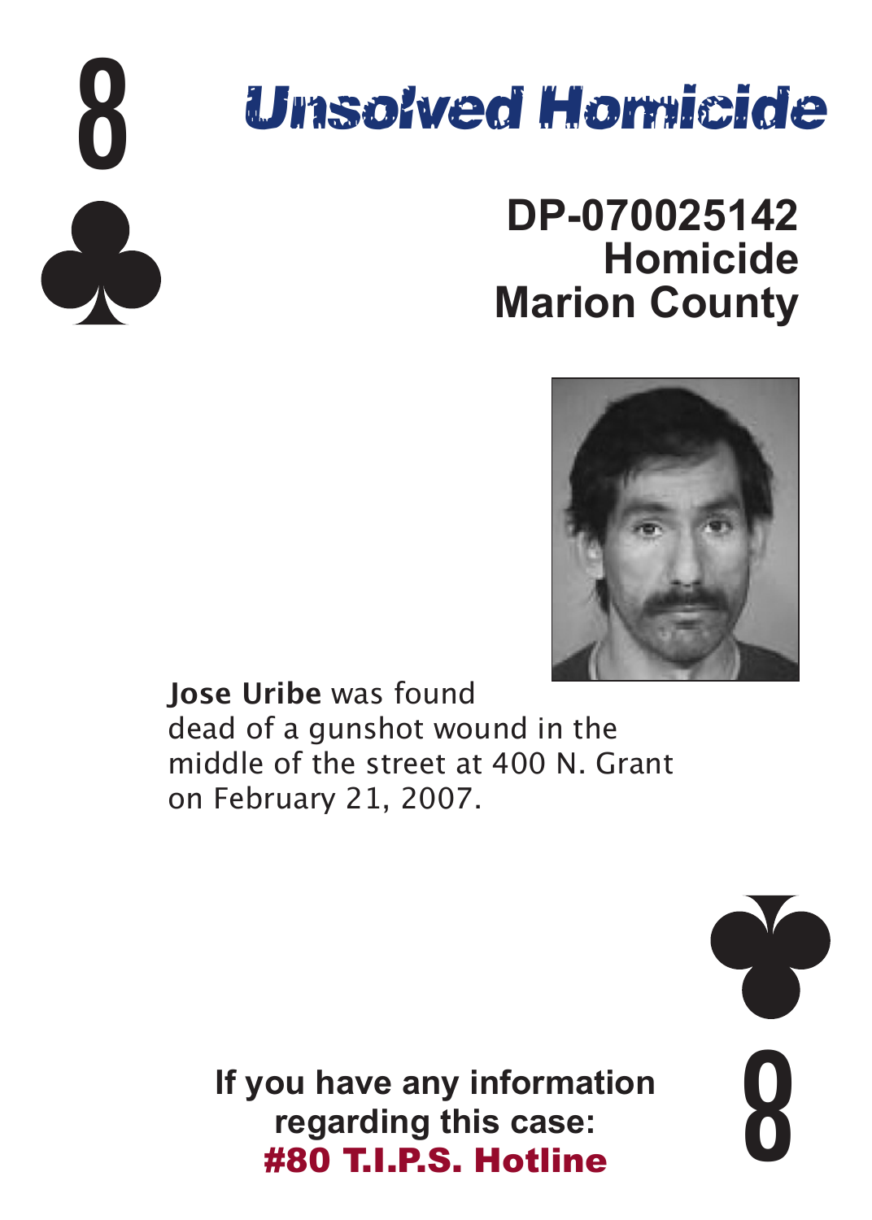8 ♣

# Unsolved Homicide

**DP-070025142**
**Homicide**
**Marion County**

**Jose Uribe** was found dead of a gunshot wound in the middle of the street at 400 N. Grant on February 21, 2007.

**If you have any information regarding this case:**
**#80 T.I.P.S. Hotline**

8 ♣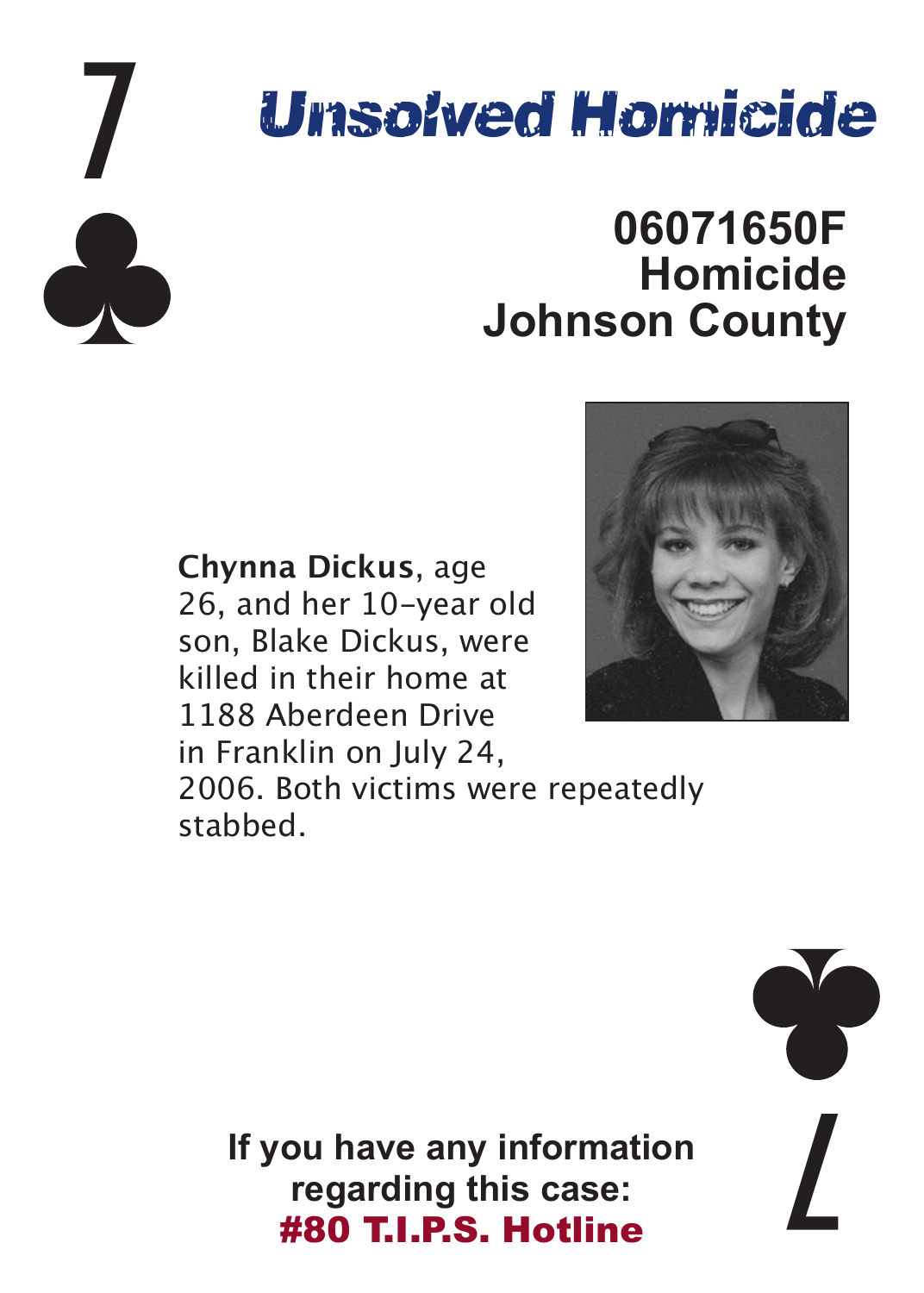7 ♣

# Unsolved Homicide

## 06071650F
## Homicide
## Johnson County

**Chynna Dickus**, age 26, and her 10-year old son, Blake Dickus, were killed in their home at 1188 Aberdeen Drive in Franklin on July 24, 2006. Both victims were repeatedly stabbed.

**If you have any information regarding this case:**
**#80 T.I.P.S. Hotline**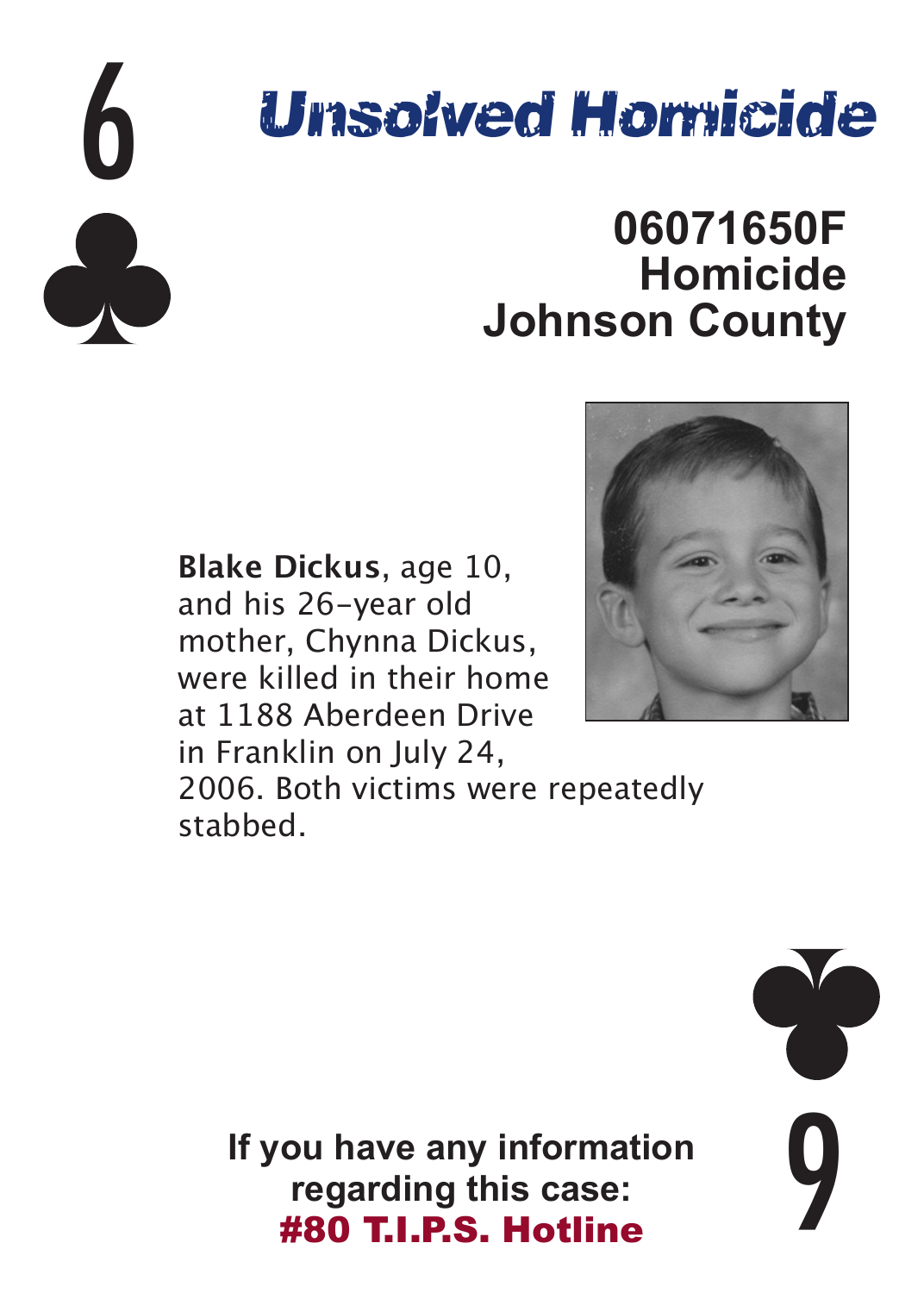6 ♣

# Unsolved Homicide

## 06071650F
## Homicide
## Johnson County

**Blake Dickus**, age 10, and his 26-year old mother, Chynna Dickus, were killed in their home at 1188 Aberdeen Drive in Franklin on July 24, 2006. Both victims were repeatedly stabbed.

**If you have any information regarding this case:**
**#80 T.I.P.S. Hotline**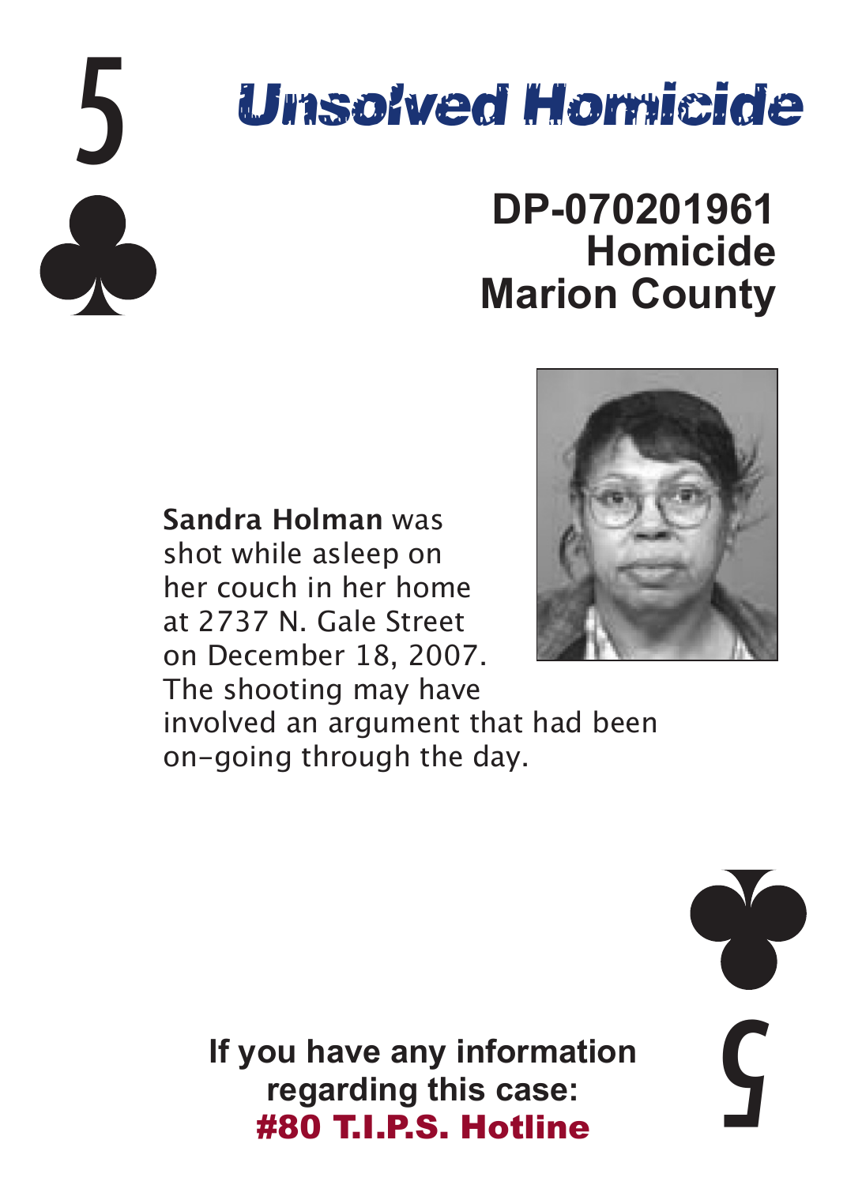5 ♣

# Unsolved Homicide

**DP-070201961**
**Homicide**
**Marion County**

**Sandra Holman** was shot while asleep on her couch in her home at 2737 N. Gale Street on December 18, 2007. The shooting may have involved an argument that had been on-going through the day.

**If you have any information regarding this case:**
**#80 T.I.P.S. Hotline**

5 ♣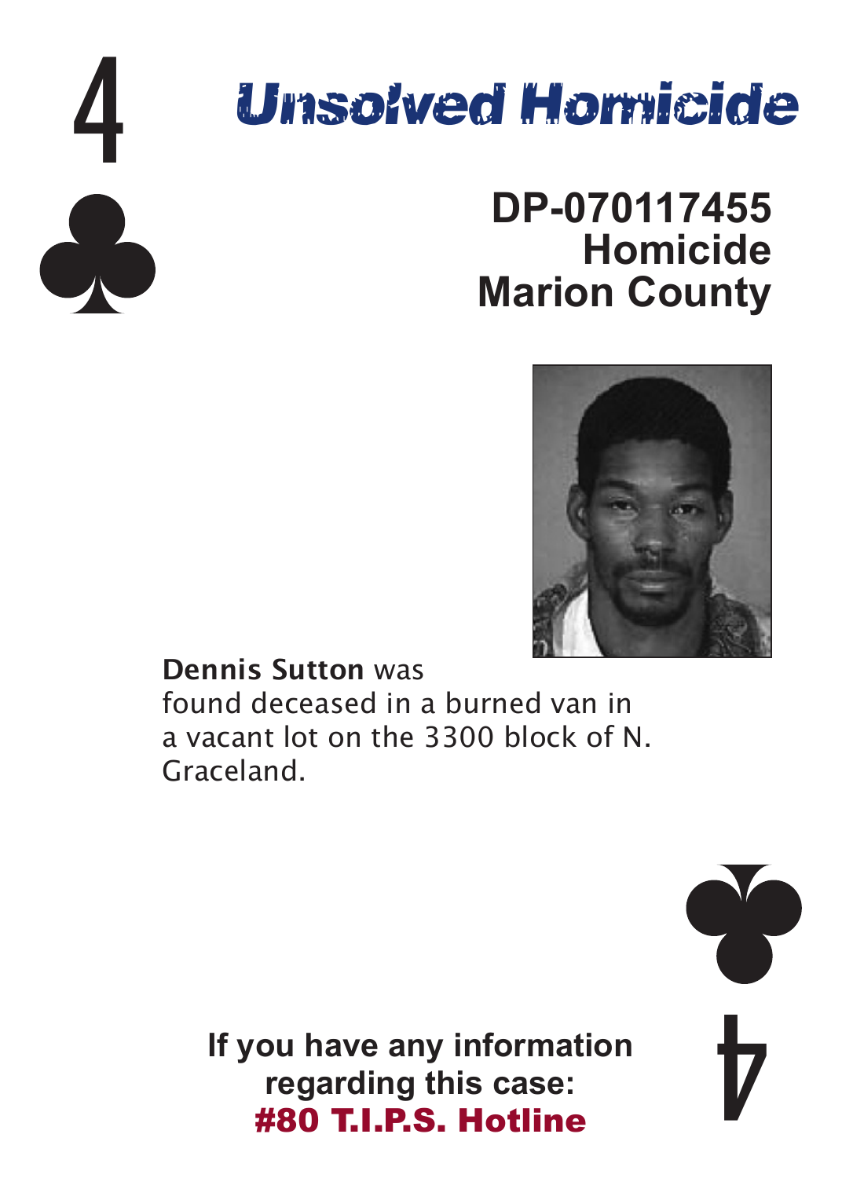4 ♣

# Unsolved Homicide

**DP-070117455**
**Homicide**
**Marion County**

**Dennis Sutton** was found deceased in a burned van in a vacant lot on the 3300 block of N. Graceland.

**If you have any information regarding this case:**
**#80 T.I.P.S. Hotline**

♣ 4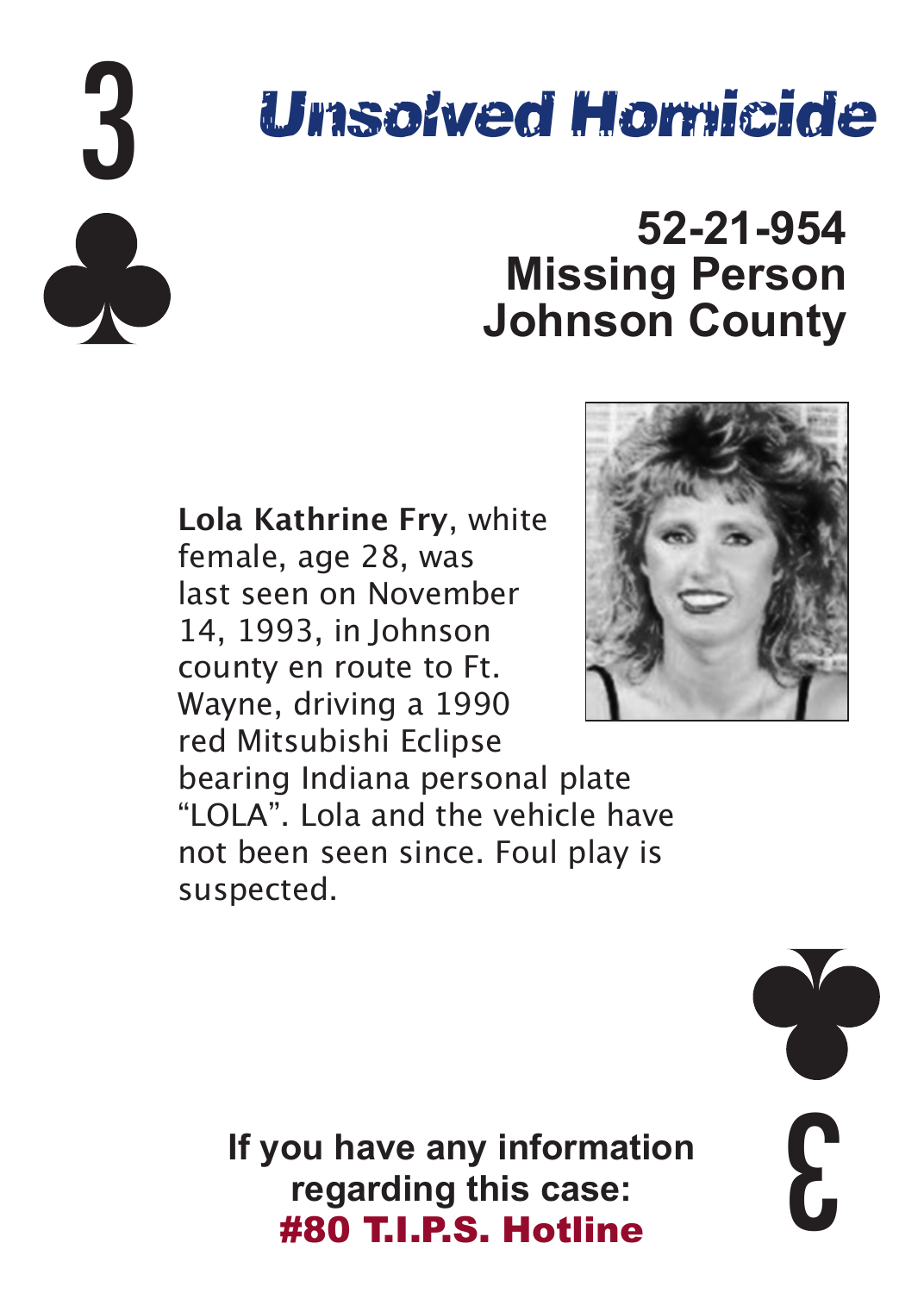3 ♣

# Unsolved Homicide

## 52-21-954
## Missing Person
## Johnson County

**Lola Kathrine Fry**, white female, age 28, was last seen on November 14, 1993, in Johnson county en route to Ft. Wayne, driving a 1990 red Mitsubishi Eclipse bearing Indiana personal plate "LOLA". Lola and the vehicle have not been seen since. Foul play is suspected.

**If you have any information regarding this case:**
**#80 T.I.P.S. Hotline**

♣ 3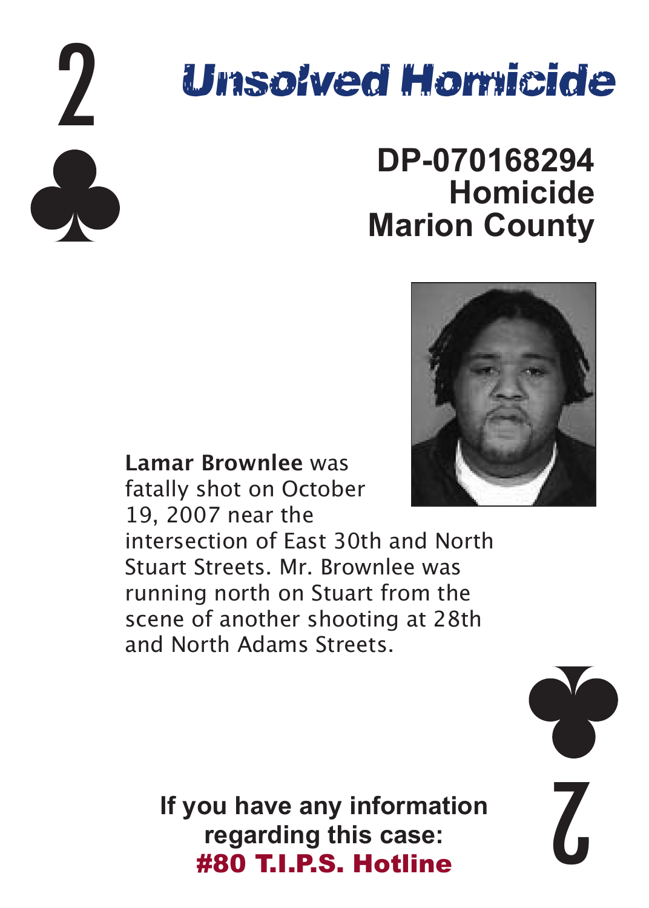2 ♣

# Unsolved Homicide

**DP-070168294**
**Homicide**
**Marion County**

**Lamar Brownlee** was fatally shot on October 19, 2007 near the intersection of East 30th and North Stuart Streets. Mr. Brownlee was running north on Stuart from the scene of another shooting at 28th and North Adams Streets.

**If you have any information regarding this case:**
**#80 T.I.P.S. Hotline**